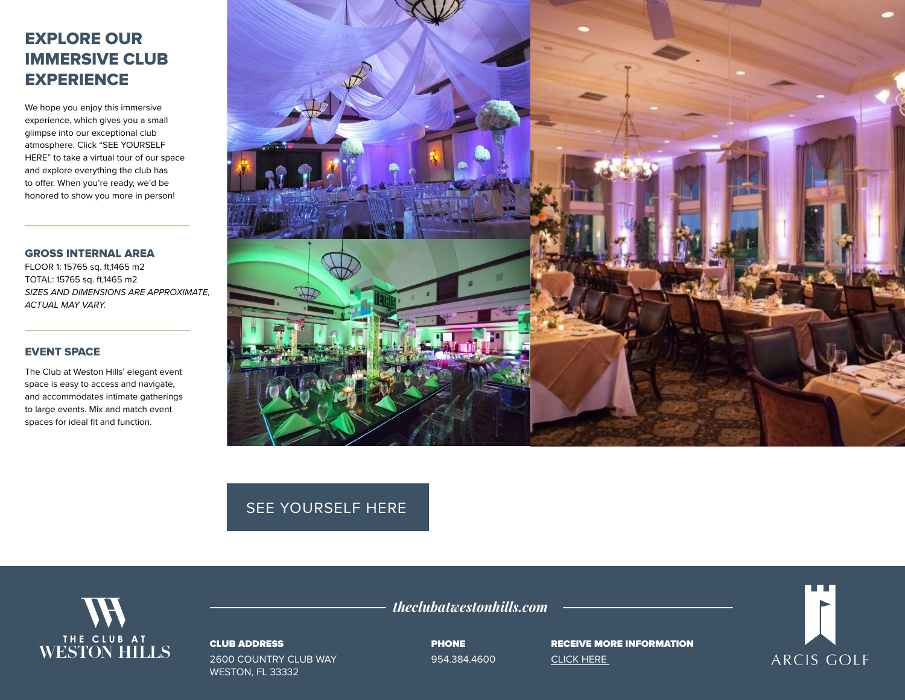# EXPLORE OUR IMMERSIVE CLUB EXPERIENCE

We hope you enjoy this immersive experience, which gives you a small glimpse into our exceptional club atmosphere. Click “SEE YOURSELF HERE” to take a virtual tour of our space and explore everything the club has to offer. When you’re ready, we’d be honored to show you more in person!

---

### GROSS INTERNAL AREA

FLOOR 1: 15765 sq. ft,1465 m2
TOTAL: 15765 sq. ft,1465 m2
*SIZES AND DIMENSIONS ARE APPROXIMATE, ACTUAL MAY VARY.*

---

### EVENT SPACE

The Club at Weston Hills’ elegant event space is easy to access and navigate, and accommodates intimate gatherings to large events. Mix and match event spaces for ideal fit and function.

SEE YOURSELF HERE

THE CLUB AT WESTON HILLS

*theclubatwestonhills.com*

**CLUB ADDRESS**
2600 COUNTRY CLUB WAY
WESTON, FL 33332

**PHONE**
954.384.4600

**RECEIVE MORE INFORMATION**
CLICK HERE

ARCIS GOLF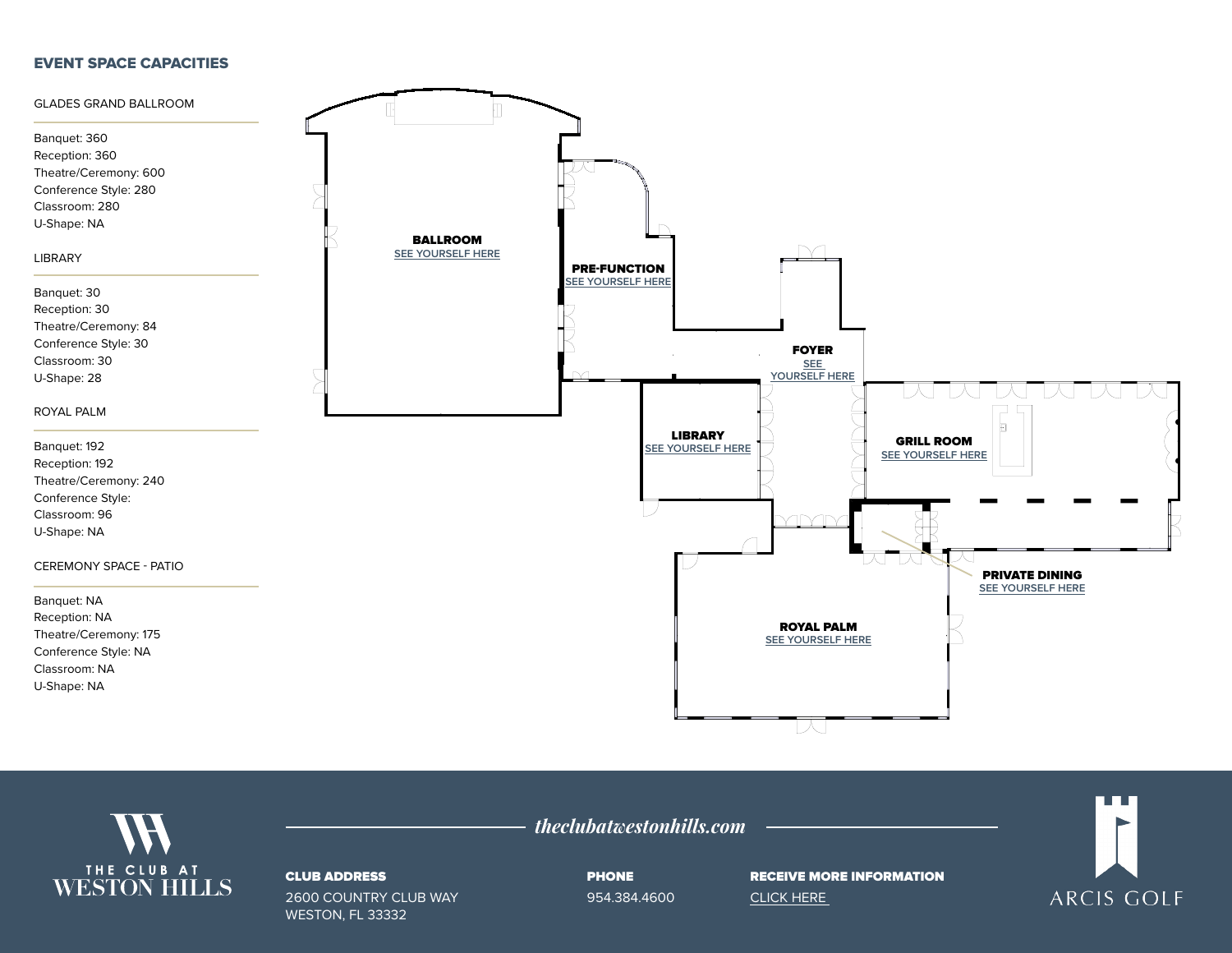## EVENT SPACE CAPACITIES

### GLADES GRAND BALLROOM

Banquet: 360
Reception: 360
Theatre/Ceremony: 600
Conference Style: 280
Classroom: 280
U-Shape: NA

### LIBRARY

Banquet: 30
Reception: 30
Theatre/Ceremony: 84
Conference Style: 30
Classroom: 30
U-Shape: 28

### ROYAL PALM

Banquet: 192
Reception: 192
Theatre/Ceremony: 240
Conference Style:
Classroom: 96
U-Shape: NA

### CEREMONY SPACE - PATIO

Banquet: NA
Reception: NA
Theatre/Ceremony: 175
Conference Style: NA
Classroom: NA
U-Shape: NA

**BALLROOM**
SEE YOURSELF HERE

**PRE-FUNCTION**
SEE YOURSELF HERE

**FOYER**
SEE YOURSELF HERE

**LIBRARY**
SEE YOURSELF HERE

**GRILL ROOM**
SEE YOURSELF HERE

**PRIVATE DINING**
SEE YOURSELF HERE

**ROYAL PALM**
SEE YOURSELF HERE

THE CLUB AT WESTON HILLS

*theclubatwestonhills.com*

**CLUB ADDRESS**
2600 COUNTRY CLUB WAY
WESTON, FL 33332

**PHONE**
954.384.4600

**RECEIVE MORE INFORMATION**
CLICK HERE

ARCIS GOLF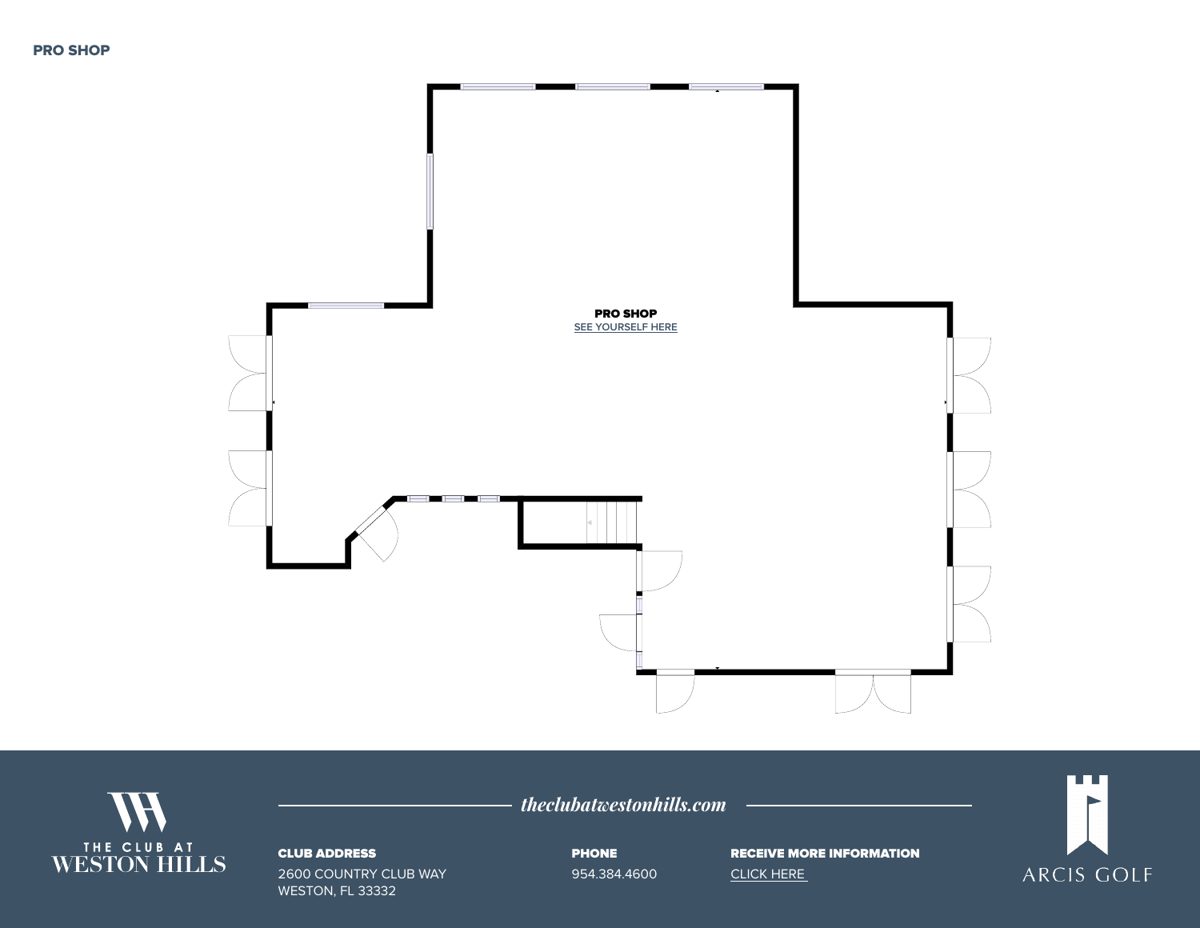**PRO SHOP**

**PRO SHOP**
SEE YOURSELF HERE

THE CLUB AT
WESTON HILLS

*theclubatwestonhills.com*

**CLUB ADDRESS**
2600 COUNTRY CLUB WAY
WESTON, FL 33332

**PHONE**
954.384.4600

**RECEIVE MORE INFORMATION**
CLICK HERE

ARCIS GOLF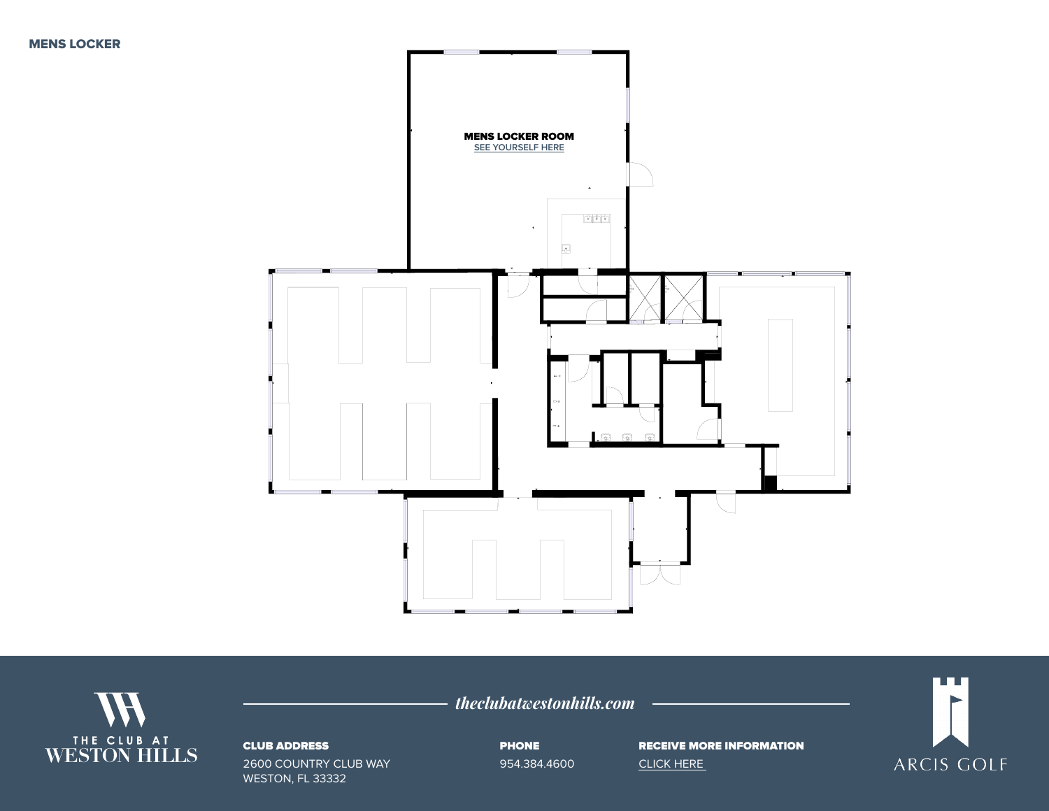**MENS LOCKER**

**MENS LOCKER ROOM**
SEE YOURSELF HERE

*theclubatwestonhills.com*

THE CLUB AT
WESTON HILLS

**CLUB ADDRESS**
2600 COUNTRY CLUB WAY
WESTON, FL 33332

**PHONE**
954.384.4600

**RECEIVE MORE INFORMATION**
CLICK HERE

ARCIS GOLF